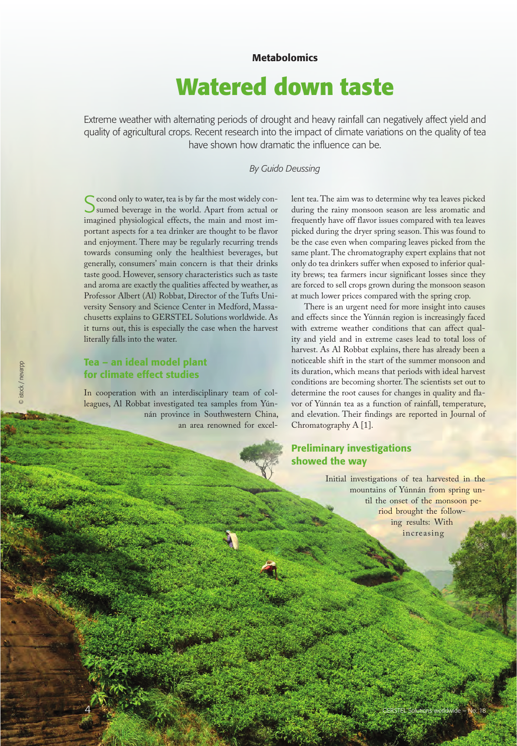**Metabolomics**

# Watered down taste

Extreme weather with alternating periods of drought and heavy rainfall can negatively affect yield and quality of agricultural crops. Recent research into the impact of climate variations on the quality of tea have shown how dramatic the influence can be.

*By Guido Deussing*

Second only to water, tea is by far the most widely consumed beverage in the world. Apart from actual or imagined physiological effects, the main and most important aspects for a tea drinker are thought to be flavor and enjoyment. There may be regularly recurring trends towards consuming only the healthiest beverages, but generally, consumers' main concern is that their drinks taste good. However, sensory characteristics such as taste and aroma are exactly the qualities affected by weather, as Professor Albert (Al) Robbat, Director of the Tufts University Sensory and Science Center in Medford, Massachusetts explains to GERSTEL Solutions worldwide. As it turns out, this is especially the case when the harvest literally falls into the water.

## Tea – an ideal model plant for climate effect studies

In cooperation with an interdisciplinary team of colleagues, Al Robbat investigated tea samples from Yúnnán province in Southwestern China, an area renowned for excellent tea. The aim was to determine why tea leaves picked during the rainy monsoon season are less aromatic and frequently have off flavor issues compared with tea leaves picked during the dryer spring season. This was found to be the case even when comparing leaves picked from the same plant. The chromatography expert explains that not only do tea drinkers suffer when exposed to inferior quality brews; tea farmers incur significant losses since they are forced to sell crops grown during the monsoon season at much lower prices compared with the spring crop.

There is an urgent need for more insight into causes and effects since the Yúnnán region is increasingly faced with extreme weather conditions that can affect quality and yield and in extreme cases lead to total loss of harvest. As Al Robbat explains, there has already been a noticeable shift in the start of the summer monsoon and its duration, which means that periods with ideal harvest conditions are becoming shorter. The scientists set out to determine the root causes for changes in quality and flavor of Yúnnán tea as a function of rainfall, temperature, and elevation. Their findings are reported in Journal of Chromatography A [1].

## Preliminary investigations showed the way

Initial investigations of tea harvested in the mountains of Yúnnán from spring until the onset of the monsoon period brought the following results: With increasing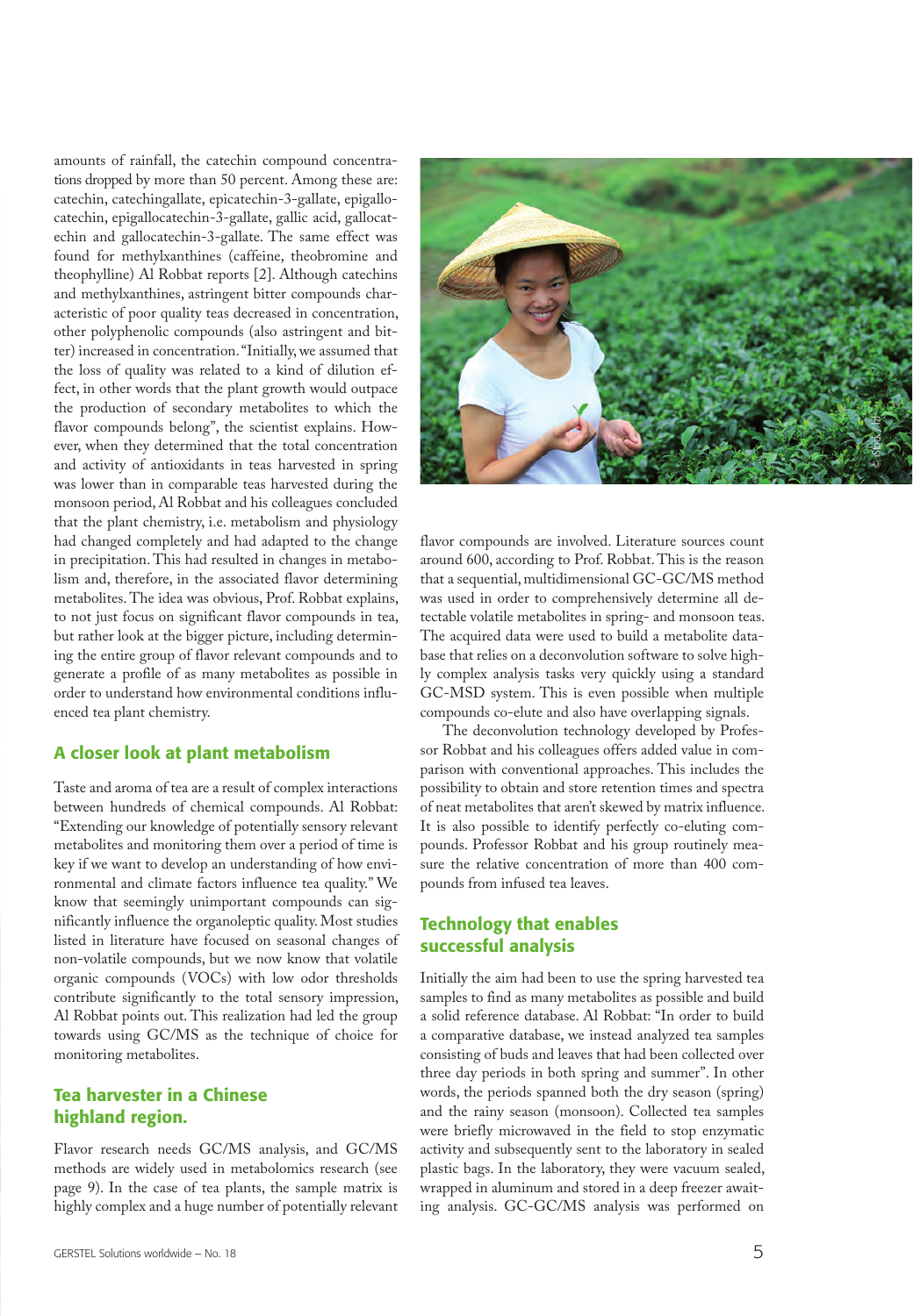amounts of rainfall, the catechin compound concentrations dropped by more than 50 percent. Among these are: catechin, catechingallate, epicatechin-3-gallate, epigallocatechin, epigallocatechin-3-gallate, gallic acid, gallocatechin and gallocatechin-3-gallate. The same effect was found for methylxanthines (caffeine, theobromine and theophylline) Al Robbat reports [2]. Although catechins and methylxanthines, astringent bitter compounds characteristic of poor quality teas decreased in concentration, other polyphenolic compounds (also astringent and bitter) increased in concentration. "Initially, we assumed that the loss of quality was related to a kind of dilution effect, in other words that the plant growth would outpace the production of secondary metabolites to which the flavor compounds belong", the scientist explains. However, when they determined that the total concentration and activity of antioxidants in teas harvested in spring was lower than in comparable teas harvested during the monsoon period, Al Robbat and his colleagues concluded that the plant chemistry, i.e. metabolism and physiology had changed completely and had adapted to the change in precipitation. This had resulted in changes in metabolism and, therefore, in the associated flavor determining metabolites. The idea was obvious, Prof. Robbat explains, to not just focus on significant flavor compounds in tea, but rather look at the bigger picture, including determining the entire group of flavor relevant compounds and to generate a profile of as many metabolites as possible in order to understand how environmental conditions influenced tea plant chemistry.

## A closer look at plant metabolism

Taste and aroma of tea are a result of complex interactions between hundreds of chemical compounds. Al Robbat: "Extending our knowledge of potentially sensory relevant metabolites and monitoring them over a period of time is key if we want to develop an understanding of how environmental and climate factors influence tea quality." We know that seemingly unimportant compounds can significantly influence the organoleptic quality. Most studies listed in literature have focused on seasonal changes of non-volatile compounds, but we now know that volatile organic compounds (VOCs) with low odor thresholds contribute significantly to the total sensory impression, Al Robbat points out. This realization had led the group towards using GC/MS as the technique of choice for monitoring metabolites.

**Tea harvester in a Chinese highland region.**

© Shutterstock

Flavor research needs GC/MS analysis, and GC/MS methods are widely used in metabolomics research (see page 9). In the case of tea plants, the sample matrix is highly complex and a huge number of potentially relevant flavor compounds are involved. Literature sources count around 600, according to Prof. Robbat. This is the reason that a sequential, multidimensional GC-GC/MS method was used in order to comprehensively determine all detectable volatile metabolites in spring- and monsoon teas. The acquired data were used to build a metabolite database that relies on a deconvolution software to solve highly complex analysis tasks very quickly using a standard GC-MSD system. This is even possible when multiple compounds co-elute and also have overlapping signals.

The deconvolution technology developed by Professor Robbat and his colleagues offers added value in comparison with conventional approaches. This includes the possibility to obtain and store retention times and spectra of neat metabolites that aren't skewed by matrix influence. It is also possible to identify perfectly co-eluting compounds. Professor Robbat and his group routinely measure the relative concentration of more than 400 compounds from infused tea leaves.

## Technology that enables successful analysis

Initially the aim had been to use the spring harvested tea samples to find as many metabolites as possible and build a solid reference database. Al Robbat: "In order to build a comparative database, we instead analyzed tea samples consisting of buds and leaves that had been collected over three day periods in both spring and summer". In other words, the periods spanned both the dry season (spring) and the rainy season (monsoon). Collected tea samples were briefly microwaved in the field to stop enzymatic activity and subsequently sent to the laboratory in sealed plastic bags. In the laboratory, they were vacuum sealed, wrapped in aluminum and stored in a deep freezer awaiting analysis. GC-GC/MS analysis was performed on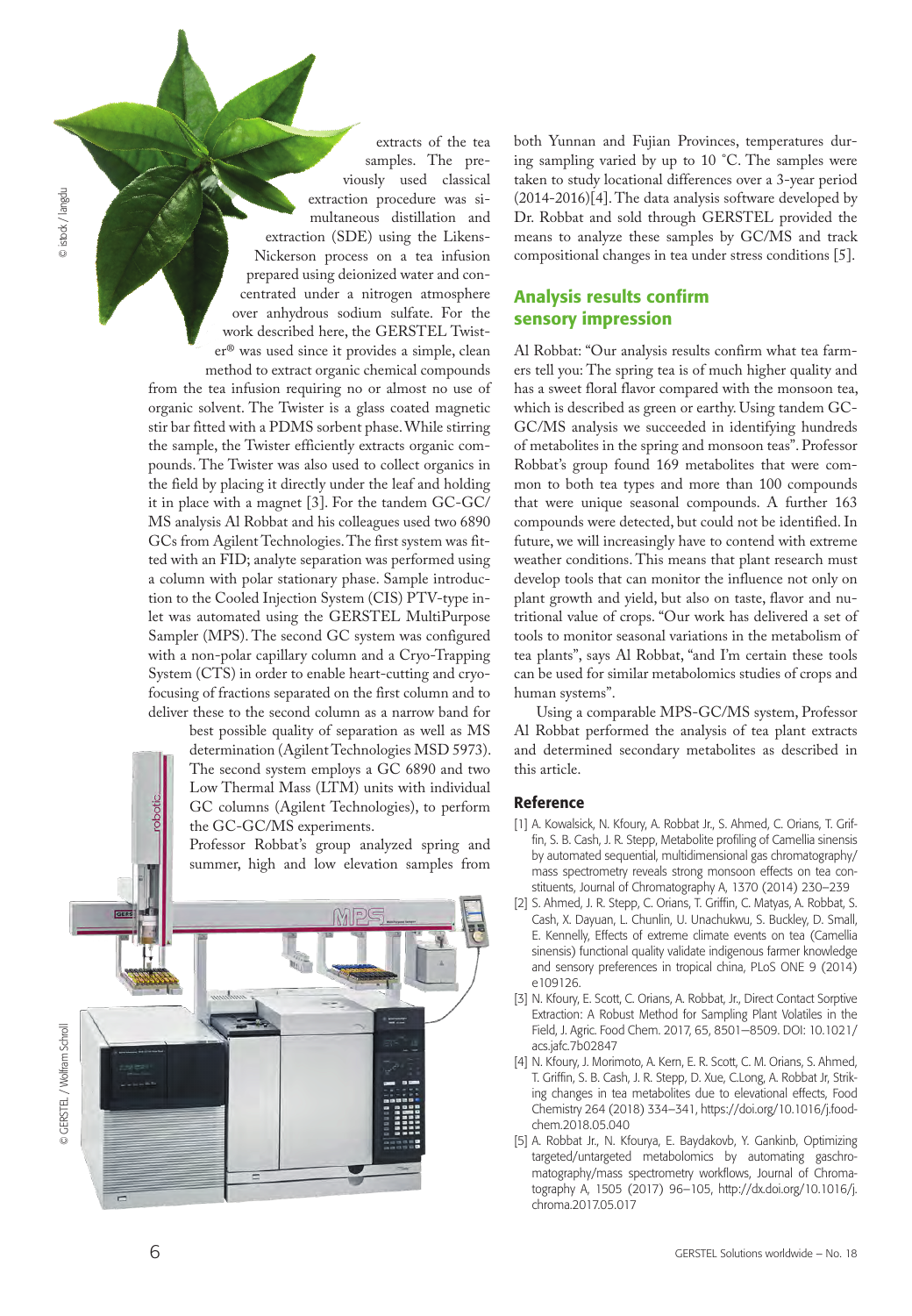extracts of the tea samples. The previously used classical extraction procedure was simultaneous distillation and extraction (SDE) using the Likens-Nickerson process on a tea infusion prepared using deionized water and concentrated under a nitrogen atmosphere over anhydrous sodium sulfate. For the work described here, the GERSTEL Twister® was used since it provides a simple, clean method to extract organic chemical compounds from the tea infusion requiring no or almost no use of organic solvent. The Twister is a glass coated magnetic stir bar fitted with a PDMS sorbent phase. While stirring the sample, the Twister efficiently extracts organic compounds. The Twister was also used to collect organics in the field by placing it directly under the leaf and holding it in place with a magnet [3]. For the tandem GC-GC/MS analysis Al Robbat and his colleagues used two 6890 GCs from Agilent Technologies. The first system was fitted with an FID; analyte separation was performed using a column with polar stationary phase. Sample introduction to the Cooled Injection System (CIS) PTV-type inlet was automated using the GERSTEL MultiPurpose Sampler (MPS). The second GC system was configured with a non-polar capillary column and a Cryo-Trapping System (CTS) in order to enable heart-cutting and cryofocusing of fractions separated on the first column and to deliver these to the second column as a narrow band for best possible quality of separation as well as MS determination (Agilent Technologies MSD 5973). The second system employs a GC 6890 and two Low Thermal Mass (LTM) units with individual GC columns (Agilent Technologies), to perform the GC-GC/MS experiments.

Professor Robbat's group analyzed spring and summer, high and low elevation samples from both Yunnan and Fujian Provinces, temperatures during sampling varied by up to 10 °C. The samples were taken to study locational differences over a 3-year period (2014-2016)[4]. The data analysis software developed by Dr. Robbat and sold through GERSTEL provided the means to analyze these samples by GC/MS and track compositional changes in tea under stress conditions [5].

## Analysis results confirm sensory impression

Al Robbat: "Our analysis results confirm what tea farmers tell you: The spring tea is of much higher quality and has a sweet floral flavor compared with the monsoon tea, which is described as green or earthy. Using tandem GC-GC/MS analysis we succeeded in identifying hundreds of metabolites in the spring and monsoon teas". Professor Robbat's group found 169 metabolites that were common to both tea types and more than 100 compounds that were unique seasonal compounds. A further 163 compounds were detected, but could not be identified. In future, we will increasingly have to contend with extreme weather conditions. This means that plant research must develop tools that can monitor the influence not only on plant growth and yield, but also on taste, flavor and nutritional value of crops. "Our work has delivered a set of tools to monitor seasonal variations in the metabolism of tea plants", says Al Robbat, "and I'm certain these tools can be used for similar metabolomics studies of crops and human systems".

Using a comparable MPS-GC/MS system, Professor Al Robbat performed the analysis of tea plant extracts and determined secondary metabolites as described in this article.

## Reference

[1] A. Kowalsick, N. Kfoury, A. Robbat Jr., S. Ahmed, C. Orians, T. Griffin, S. B. Cash, J. R. Stepp, Metabolite profiling of Camellia sinensis by automated sequential, multidimensional gas chromatography/mass spectrometry reveals strong monsoon effects on tea constituents, Journal of Chromatography A, 1370 (2014) 230–239

[2] S. Ahmed, J. R. Stepp, C. Orians, T. Griffin, C. Matyas, A. Robbat, S. Cash, X. Dayuan, L. Chunlin, U. Unachukwu, S. Buckley, D. Small, E. Kennelly, Effects of extreme climate events on tea (Camellia sinensis) functional quality validate indigenous farmer knowledge and sensory preferences in tropical china, PLoS ONE 9 (2014) e109126.

[3] N. Kfoury, E. Scott, C. Orians, A. Robbat, Jr., Direct Contact Sorptive Extraction: A Robust Method for Sampling Plant Volatiles in the Field, J. Agric. Food Chem. 2017, 65, 8501–8509. DOI: 10.1021/acs.jafc.7b02847

[4] N. Kfoury, J. Morimoto, A. Kern, E. R. Scott, C. M. Orians, S. Ahmed, T. Griffin, S. B. Cash, J. R. Stepp, D. Xue, C.Long, A. Robbat Jr, Striking changes in tea metabolites due to elevational effects, Food Chemistry 264 (2018) 334–341, https://doi.org/10.1016/j.foodchem.2018.05.040

[5] A. Robbat Jr., N. Kfourya, E. Baydakovb, Y. Gankinb, Optimizing targeted/untargeted metabolomics by automating gaschromatography/mass spectrometry workflows, Journal of Chromatography A, 1505 (2017) 96–105, http://dx.doi.org/10.1016/j.chroma.2017.05.017